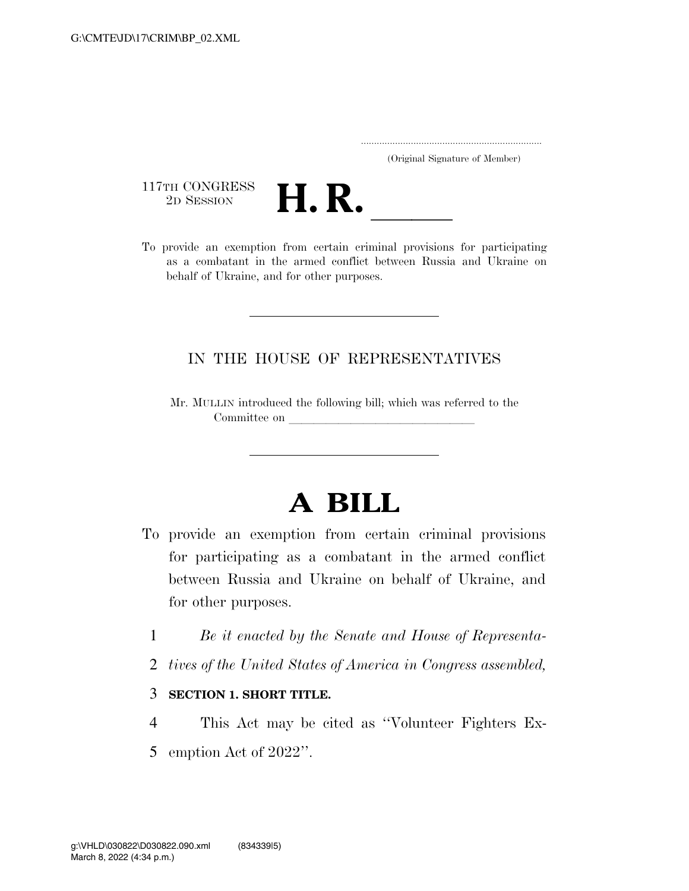(Original Signature of Member)

117TH CONGRESS
2D SESSION

# H. R. \_\_\_\_\_

To provide an exemption from certain criminal provisions for participating as a combatant in the armed conflict between Russia and Ukraine on behalf of Ukraine, and for other purposes.

---

IN THE HOUSE OF REPRESENTATIVES

Mr. MULLIN introduced the following bill; which was referred to the Committee on \_\_\_\_\_\_\_\_\_\_\_\_\_\_\_\_\_\_\_\_\_\_\_\_\_\_\_\_\_\_

---

# A BILL

To provide an exemption from certain criminal provisions for participating as a combatant in the armed conflict between Russia and Ukraine on behalf of Ukraine, and for other purposes.

*Be it enacted by the Senate and House of Representatives of the United States of America in Congress assembled,*

**SECTION 1. SHORT TITLE.**

This Act may be cited as ''Volunteer Fighters Exemption Act of 2022''.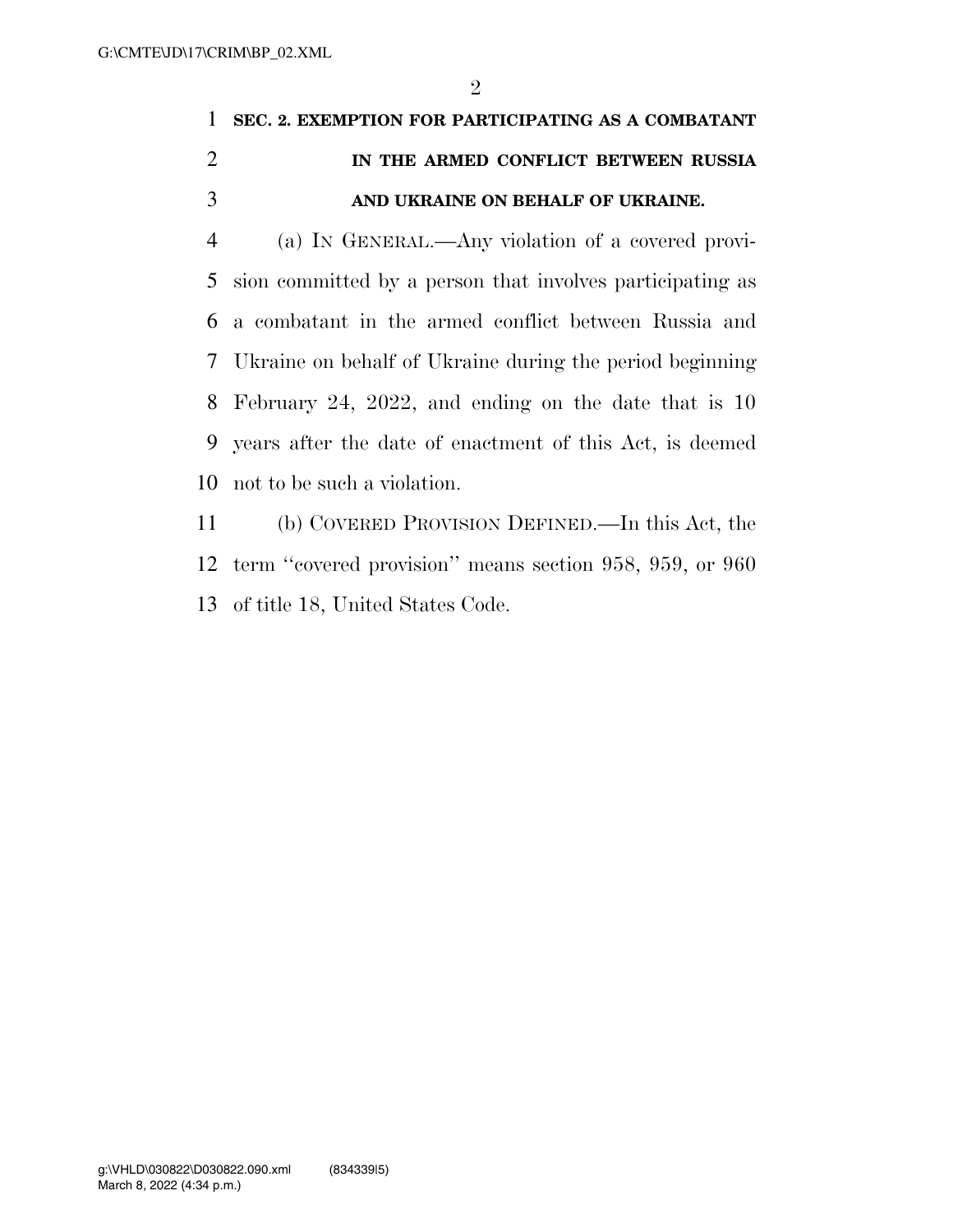**SEC. 2. EXEMPTION FOR PARTICIPATING AS A COMBATANT IN THE ARMED CONFLICT BETWEEN RUSSIA AND UKRAINE ON BEHALF OF UKRAINE.**

(a) IN GENERAL.—Any violation of a covered provision committed by a person that involves participating as a combatant in the armed conflict between Russia and Ukraine on behalf of Ukraine during the period beginning February 24, 2022, and ending on the date that is 10 years after the date of enactment of this Act, is deemed not to be such a violation.

(b) COVERED PROVISION DEFINED.—In this Act, the term ''covered provision'' means section 958, 959, or 960 of title 18, United States Code.